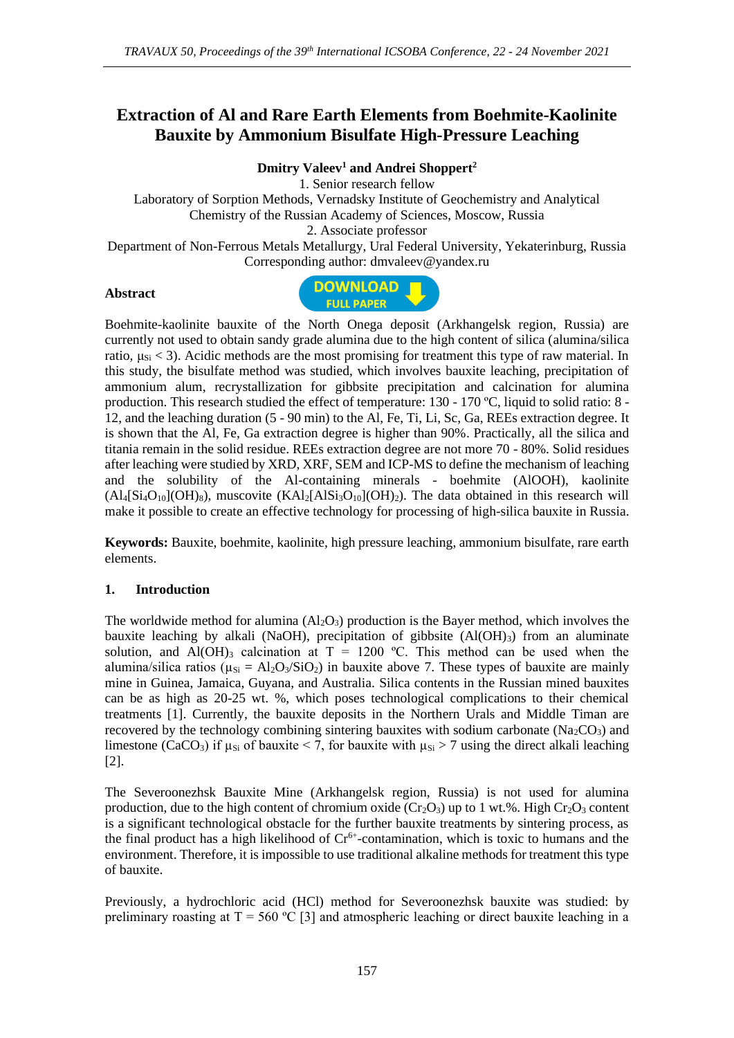# Extraction of Al and Rare Earth Elements from Boehmite-Kaolinite Bauxite by Ammonium Bisulfate High-Pressure Leaching

**Dmitry Valeev[1] and Andrei Shoppert[2]**

1. Senior research fellow
Laboratory of Sorption Methods, Vernadsky Institute of Geochemistry and Analytical Chemistry of the Russian Academy of Sciences, Moscow, Russia
2. Associate professor
Department of Non-Ferrous Metals Metallurgy, Ural Federal University, Yekaterinburg, Russia
Corresponding author: dmvaleev@yandex.ru

**Abstract**

Boehmite-kaolinite bauxite of the North Onega deposit (Arkhangelsk region, Russia) are currently not used to obtain sandy grade alumina due to the high content of silica (alumina/silica ratio, $\mu_{Si} < 3$). Acidic methods are the most promising for treatment this type of raw material. In this study, the bisulfate method was studied, which involves bauxite leaching, precipitation of ammonium alum, recrystallization for gibbsite precipitation and calcination for alumina production. This research studied the effect of temperature: 130 - 170 ºC, liquid to solid ratio: 8 - 12, and the leaching duration (5 - 90 min) to the Al, Fe, Ti, Li, Sc, Ga, REEs extraction degree. It is shown that the Al, Fe, Ga extraction degree is higher than 90%. Practically, all the silica and titania remain in the solid residue. REEs extraction degree are not more 70 - 80%. Solid residues after leaching were studied by XRD, XRF, SEM and ICP-MS to define the mechanism of leaching and the solubility of the Al-containing minerals - boehmite (AlOOH), kaolinite ($Al_4[Si_4O_{10}](OH)_8$), muscovite ($KAl_2[AlSi_3O_{10}](OH)_2$). The data obtained in this research will make it possible to create an effective technology for processing of high-silica bauxite in Russia.

**Keywords:** Bauxite, boehmite, kaolinite, high pressure leaching, ammonium bisulfate, rare earth elements.

## 1. Introduction

The worldwide method for alumina ($Al_2O_3$) production is the Bayer method, which involves the bauxite leaching by alkali (NaOH), precipitation of gibbsite ($Al(OH)_3$) from an aluminate solution, and $Al(OH)_3$ calcination at T = 1200 ºC. This method can be used when the alumina/silica ratios ($\mu_{Si} = Al_2O_3/SiO_2$) in bauxite above 7. These types of bauxite are mainly mine in Guinea, Jamaica, Guyana, and Australia. Silica contents in the Russian mined bauxites can be as high as 20-25 wt. %, which poses technological complications to their chemical treatments [1]. Currently, the bauxite deposits in the Northern Urals and Middle Timan are recovered by the technology combining sintering bauxites with sodium carbonate ($Na_2CO_3$) and limestone ($CaCO_3$) if $\mu_{Si}$ of bauxite < 7, for bauxite with $\mu_{Si}$ > 7 using the direct alkali leaching [2].

The Severoonezhsk Bauxite Mine (Arkhangelsk region, Russia) is not used for alumina production, due to the high content of chromium oxide ($Cr_2O_3$) up to 1 wt.%. High $Cr_2O_3$ content is a significant technological obstacle for the further bauxite treatments by sintering process, as the final product has a high likelihood of $Cr^{6+}$-contamination, which is toxic to humans and the environment. Therefore, it is impossible to use traditional alkaline methods for treatment this type of bauxite.

Previously, a hydrochloric acid (HCl) method for Severoonezhsk bauxite was studied: by preliminary roasting at T = 560 ºC [3] and atmospheric leaching or direct bauxite leaching in a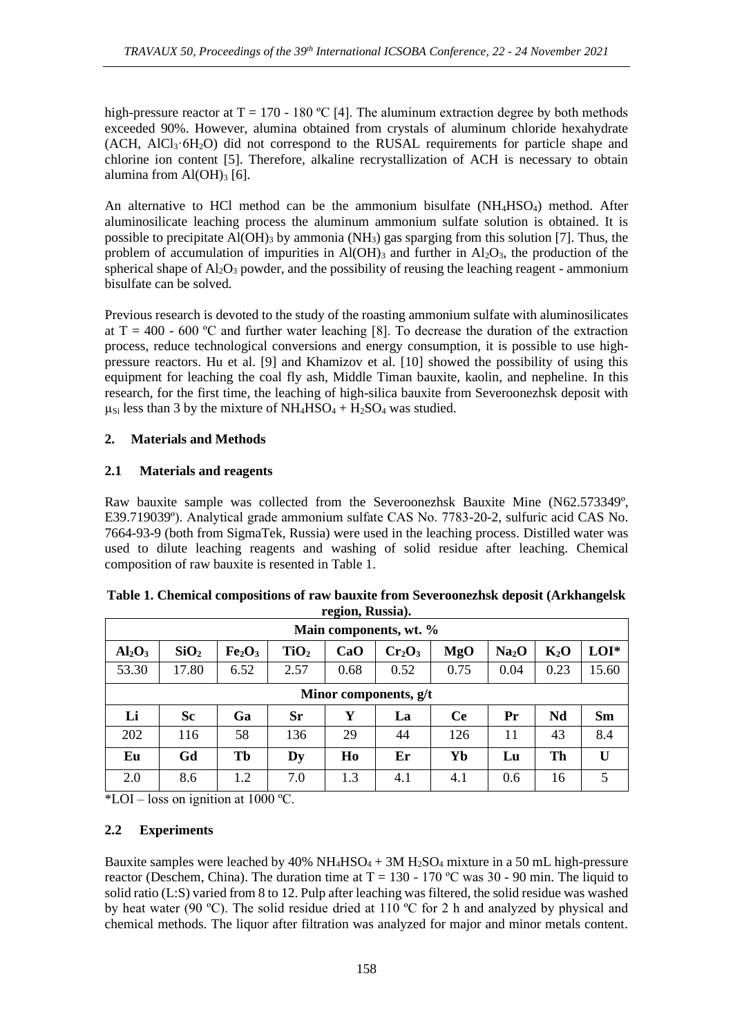high-pressure reactor at T = 170 - 180 ºC [4]. The aluminum extraction degree by both methods exceeded 90%. However, alumina obtained from crystals of aluminum chloride hexahydrate (ACH, $AlCl_3 \cdot 6H_2O$) did not correspond to the RUSAL requirements for particle shape and chlorine ion content [5]. Therefore, alkaline recrystallization of ACH is necessary to obtain alumina from $Al(OH)_3$ [6].

An alternative to HCl method can be the ammonium bisulfate ($NH_4HSO_4$) method. After aluminosilicate leaching process the aluminum ammonium sulfate solution is obtained. It is possible to precipitate $Al(OH)_3$ by ammonia ($NH_3$) gas sparging from this solution [7]. Thus, the problem of accumulation of impurities in $Al(OH)_3$ and further in $Al_2O_3$, the production of the spherical shape of $Al_2O_3$ powder, and the possibility of reusing the leaching reagent - ammonium bisulfate can be solved.

Previous research is devoted to the study of the roasting ammonium sulfate with aluminosilicates at T = 400 - 600 ºC and further water leaching [8]. To decrease the duration of the extraction process, reduce technological conversions and energy consumption, it is possible to use high-pressure reactors. Hu et al. [9] and Khamizov et al. [10] showed the possibility of using this equipment for leaching the coal fly ash, Middle Timan bauxite, kaolin, and nepheline. In this research, for the first time, the leaching of high-silica bauxite from Severoonezhsk deposit with $\mu_{Si}$ less than 3 by the mixture of $NH_4HSO_4$ + $H_2SO_4$ was studied.

## 2. Materials and Methods

### 2.1 Materials and reagents

Raw bauxite sample was collected from the Severoonezhsk Bauxite Mine (N62.573349º, E39.719039º). Analytical grade ammonium sulfate CAS No. 7783-20-2, sulfuric acid CAS No. 7664-93-9 (both from SigmaTek, Russia) were used in the leaching process. Distilled water was used to dilute leaching reagents and washing of solid residue after leaching. Chemical composition of raw bauxite is resented in Table 1.

**Table 1. Chemical compositions of raw bauxite from Severoonezhsk deposit (Arkhangelsk region, Russia).**

| Main components, wt. % | | | | | | | | | |
|---|---|---|---|---|---|---|---|---|---|
| $Al_2O_3$ | $SiO_2$ | $Fe_2O_3$ | $TiO_2$ | CaO | $Cr_2O_3$ | MgO | $Na_2O$ | $K_2O$ | LOI* |
| 53.30 | 17.80 | 6.52 | 2.57 | 0.68 | 0.52 | 0.75 | 0.04 | 0.23 | 15.60 |
| **Minor components, g/t** | | | | | | | | | |
| **Li** | **Sc** | **Ga** | **Sr** | **Y** | **La** | **Ce** | **Pr** | **Nd** | **Sm** |
| 202 | 116 | 58 | 136 | 29 | 44 | 126 | 11 | 43 | 8.4 |
| **Eu** | **Gd** | **Tb** | **Dy** | **Ho** | **Er** | **Yb** | **Lu** | **Th** | **U** |
| 2.0 | 8.6 | 1.2 | 7.0 | 1.3 | 4.1 | 4.1 | 0.6 | 16 | 5 |

*LOI – loss on ignition at 1000 ºC.

### 2.2 Experiments

Bauxite samples were leached by 40% $NH_4HSO_4$ + 3M $H_2SO_4$ mixture in a 50 mL high-pressure reactor (Deschem, China). The duration time at T = 130 - 170 ºC was 30 - 90 min. The liquid to solid ratio (L:S) varied from 8 to 12. Pulp after leaching was filtered, the solid residue was washed by heat water (90 ºC). The solid residue dried at 110 ºC for 2 h and analyzed by physical and chemical methods. The liquor after filtration was analyzed for major and minor metals content.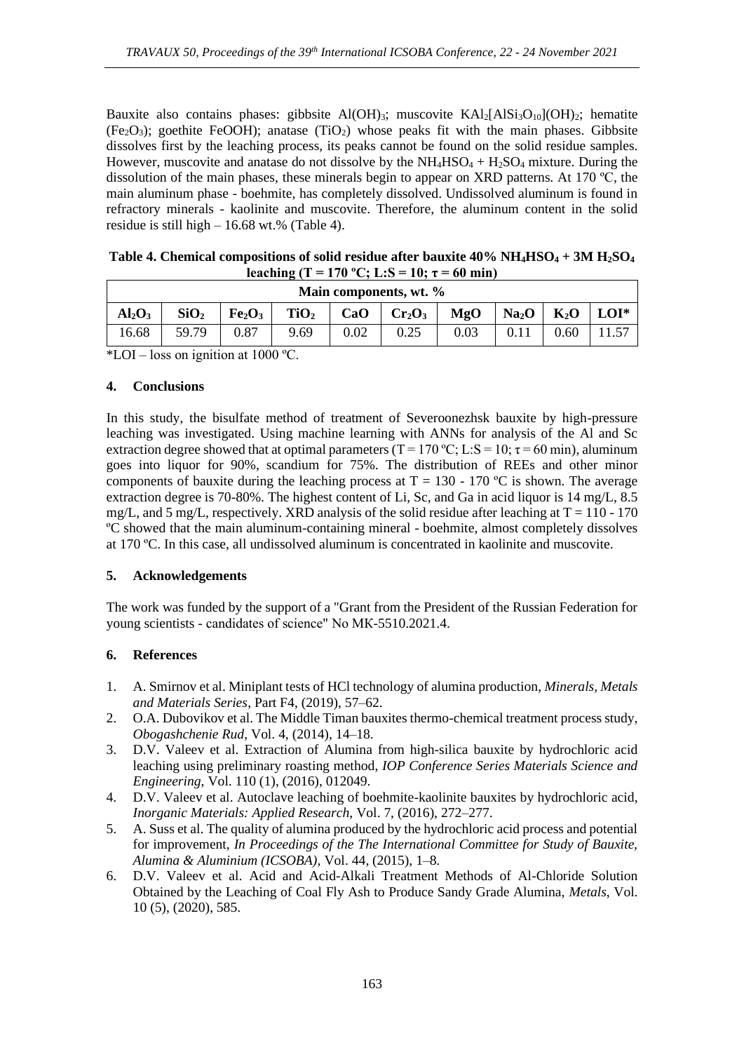Bauxite also contains phases: gibbsite $Al(OH)_3$; muscovite $KAl_2[AlSi_3O_{10}](OH)_2$; hematite ($Fe_2O_3$); goethite FeOOH); anatase ($TiO_2$) whose peaks fit with the main phases. Gibbsite dissolves first by the leaching process, its peaks cannot be found on the solid residue samples. However, muscovite and anatase do not dissolve by the $NH_4HSO_4$ + $H_2SO_4$ mixture. During the dissolution of the main phases, these minerals begin to appear on XRD patterns. At 170 ºC, the main aluminum phase - boehmite, has completely dissolved. Undissolved aluminum is found in refractory minerals - kaolinite and muscovite. Therefore, the aluminum content in the solid residue is still high – 16.68 wt.% (Table 4).

**Table 4. Chemical compositions of solid residue after bauxite 40% $NH_4HSO_4$ + 3M $H_2SO_4$ leaching (T = 170 ºC; L:S = 10; τ = 60 min)**

| Main components, wt. % | | | | | | | | | |
|---|---|---|---|---|---|---|---|---|---|
| $Al_2O_3$ | $SiO_2$ | $Fe_2O_3$ | $TiO_2$ | CaO | $Cr_2O_3$ | MgO | $Na_2O$ | $K_2O$ | LOI* |
| 16.68 | 59.79 | 0.87 | 9.69 | 0.02 | 0.25 | 0.03 | 0.11 | 0.60 | 11.57 |

*LOI – loss on ignition at 1000 ºC.

## 4. Conclusions

In this study, the bisulfate method of treatment of Severoonezhsk bauxite by high-pressure leaching was investigated. Using machine learning with ANNs for analysis of the Al and Sc extraction degree showed that at optimal parameters (T = 170 ºC; L:S = 10; τ = 60 min), aluminum goes into liquor for 90%, scandium for 75%. The distribution of REEs and other minor components of bauxite during the leaching process at T = 130 - 170 ºC is shown. The average extraction degree is 70-80%. The highest content of Li, Sc, and Ga in acid liquor is 14 mg/L, 8.5 mg/L, and 5 mg/L, respectively. XRD analysis of the solid residue after leaching at T = 110 - 170 ºC showed that the main aluminum-containing mineral - boehmite, almost completely dissolves at 170 ºC. In this case, all undissolved aluminum is concentrated in kaolinite and muscovite.

## 5. Acknowledgements

The work was funded by the support of a "Grant from the President of the Russian Federation for young scientists - candidates of science" No MK-5510.2021.4.

## 6. References

1. A. Smirnov et al. Miniplant tests of HCl technology of alumina production, *Minerals, Metals and Materials Series*, Part F4, (2019), 57–62.
2. O.A. Dubovikov et al. The Middle Timan bauxites thermo-chemical treatment process study, *Obogashchenie Rud*, Vol. 4, (2014), 14–18.
3. D.V. Valeev et al. Extraction of Alumina from high-silica bauxite by hydrochloric acid leaching using preliminary roasting method, *IOP Conference Series Materials Science and Engineering*, Vol. 110 (1), (2016), 012049.
4. D.V. Valeev et al. Autoclave leaching of boehmite-kaolinite bauxites by hydrochloric acid, *Inorganic Materials: Applied Research*, Vol. 7, (2016), 272–277.
5. A. Suss et al. The quality of alumina produced by the hydrochloric acid process and potential for improvement, *In Proceedings of the The International Committee for Study of Bauxite, Alumina & Aluminium (ICSOBA)*, Vol. 44, (2015), 1–8.
6. D.V. Valeev et al. Acid and Acid-Alkali Treatment Methods of Al-Chloride Solution Obtained by the Leaching of Coal Fly Ash to Produce Sandy Grade Alumina, *Metals*, Vol. 10 (5), (2020), 585.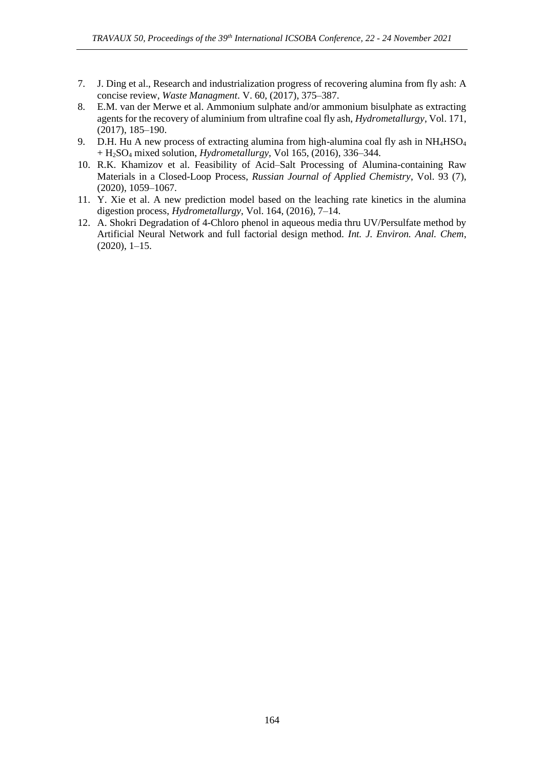7. J. Ding et al., Research and industrialization progress of recovering alumina from fly ash: A concise review, *Waste Managment*. V. 60, (2017), 375–387.
8. E.M. van der Merwe et al. Ammonium sulphate and/or ammonium bisulphate as extracting agents for the recovery of aluminium from ultrafine coal fly ash, *Hydrometallurgy*, Vol. 171, (2017), 185–190.
9. D.H. Hu A new process of extracting alumina from high-alumina coal fly ash in $NH_4HSO_4$ + $H_2SO_4$ mixed solution, *Hydrometallurgy,* Vol 165, (2016), 336–344.
10. R.K. Khamizov et al. Feasibility of Acid–Salt Processing of Alumina-containing Raw Materials in a Closed-Loop Process, *Russian Journal of Applied Chemistry*, Vol. 93 (7), (2020), 1059–1067.
11. Y. Xie et al. A new prediction model based on the leaching rate kinetics in the alumina digestion process, *Hydrometallurgy*, Vol. 164, (2016), 7–14.
12. A. Shokri Degradation of 4-Chloro phenol in aqueous media thru UV/Persulfate method by Artificial Neural Network and full factorial design method. *Int. J. Environ. Anal. Chem*, (2020), 1–15.